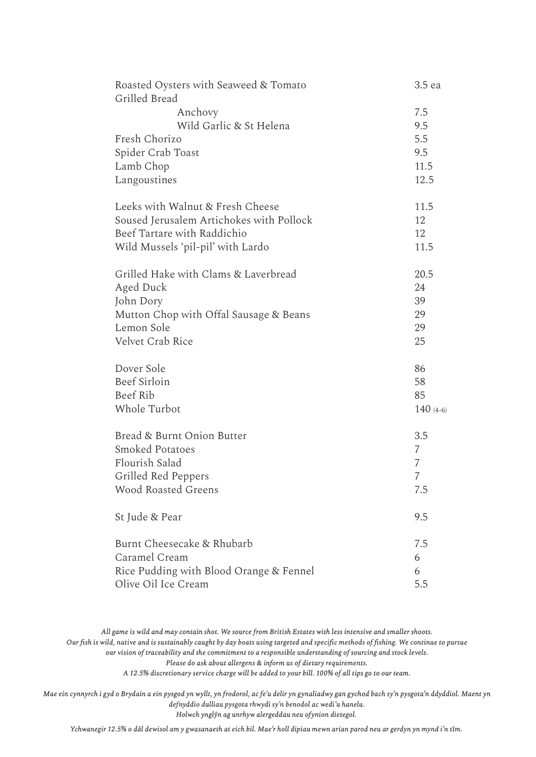| | |
|---|---|
| Roasted Oysters with Seaweed & Tomato | 3.5 ea |
| Grilled Bread | |
| Anchovy | 7.5 |
| Wild Garlic & St Helena | 9.5 |
| Fresh Chorizo | 5.5 |
| Spider Crab Toast | 9.5 |
| Lamb Chop | 11.5 |
| Langoustines | 12.5 |
| | |
| Leeks with Walnut & Fresh Cheese | 11.5 |
| Soused Jerusalem Artichokes with Pollock | 12 |
| Beef Tartare with Raddichio | 12 |
| Wild Mussels 'pil-pil' with Lardo | 11.5 |
| | |
| Grilled Hake with Clams & Laverbread | 20.5 |
| Aged Duck | 24 |
| John Dory | 39 |
| Mutton Chop with Offal Sausage & Beans | 29 |
| Lemon Sole | 29 |
| Velvet Crab Rice | 25 |
| | |
| Dover Sole | 86 |
| Beef Sirloin | 58 |
| Beef Rib | 85 |
| Whole Turbot | 140 (4-6) |
| | |
| Bread & Burnt Onion Butter | 3.5 |
| Smoked Potatoes | 7 |
| Flourish Salad | 7 |
| Grilled Red Peppers | 7 |
| Wood Roasted Greens | 7.5 |
| | |
| St Jude & Pear | 9.5 |
| | |
| Burnt Cheesecake & Rhubarb | 7.5 |
| Caramel Cream | 6 |
| Rice Pudding with Blood Orange & Fennel | 6 |
| Olive Oil Ice Cream | 5.5 |

*All game is wild and may contain shot. We source from British Estates with less intensive and smaller shoots.*
*Our fish is wild, native and is sustainably caught by day boats using targeted and specific methods of fishing. We continue to pursue our vision of traceability and the commitment to a responsible understanding of sourcing and stock levels.*
*Please do ask about allergens & inform us of dietary requirements.*
*A 12.5% discretionary service charge will be added to your bill. 100% of all tips go to our team.*

*Mae ein cynnyrch i gyd o Brydain a ein pysgod yn wyllt, yn frodorol, ac fe'u delir yn gynaliadwy gan gychod bach sy'n pysgota'n ddyddiol. Maent yn defnyddio dulliau pysgota rhwydi sy'n benodol ac wedi'u hanelu.*
*Holwch ynglŷn ag unrhyw alergeddau neu ofynion dietegol.*

*Ychwanegir 12.5% o dâl dewisol am y gwasanaeth at eich bil. Mae'r holl dipiau mewn arian parod neu ar gerdyn yn mynd i'n tîm.*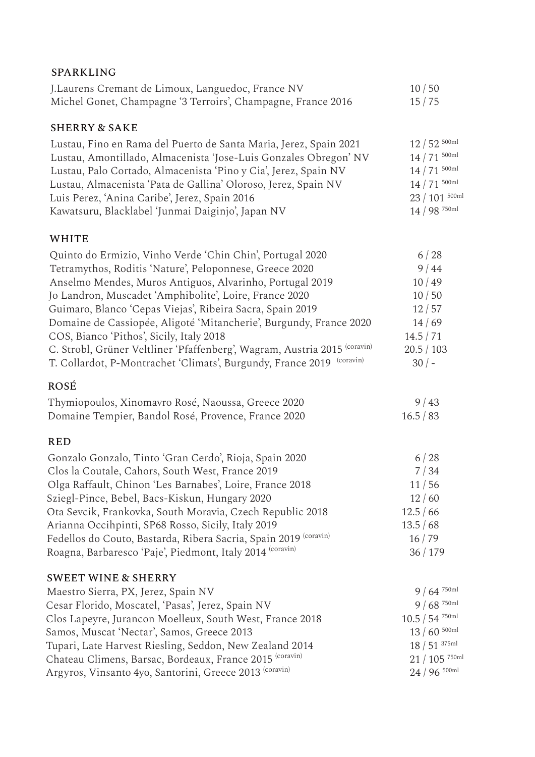## SPARKLING

| | |
|---|---|
| J.Laurens Cremant de Limoux, Languedoc, France NV | 10 / 50 |
| Michel Gonet, Champagne '3 Terroirs', Champagne, France 2016 | 15 / 75 |

## SHERRY & SAKE

| | |
|---|---|
| Lustau, Fino en Rama del Puerto de Santa Maria, Jerez, Spain 2021 | 12 / 52 500ml |
| Lustau, Amontillado, Almacenista 'Jose-Luis Gonzales Obregon' NV | 14 / 71 500ml |
| Lustau, Palo Cortado, Almacenista 'Pino y Cia', Jerez, Spain NV | 14 / 71 500ml |
| Lustau, Almacenista 'Pata de Gallina' Oloroso, Jerez, Spain NV | 14 / 71 500ml |
| Luis Perez, 'Anina Caribe', Jerez, Spain 2016 | 23 / 101 500ml |
| Kawatsuru, Blacklabel 'Junmai Daiginjo', Japan NV | 14 / 98 750ml |

## WHITE

| | |
|---|---|
| Quinto do Ermizio, Vinho Verde 'Chin Chin', Portugal 2020 | 6 / 28 |
| Tetramythos, Roditis 'Nature', Peloponnese, Greece 2020 | 9 / 44 |
| Anselmo Mendes, Muros Antiguos, Alvarinho, Portugal 2019 | 10 / 49 |
| Jo Landron, Muscadet 'Amphibolite', Loire, France 2020 | 10 / 50 |
| Guimaro, Blanco 'Cepas Viejas', Ribeira Sacra, Spain 2019 | 12 / 57 |
| Domaine de Cassiopée, Aligoté 'Mitancherie', Burgundy, France 2020 | 14 / 69 |
| COS, Bianco 'Pithos', Sicily, Italy 2018 | 14.5 / 71 |
| C. Strobl, Grüner Veltliner 'Pfaffenberg', Wagram, Austria 2015 (coravin) | 20.5 / 103 |
| T. Collardot, P-Montrachet 'Climats', Burgundy, France 2019 (coravin) | 30 / - |

## ROSÉ

| | |
|---|---|
| Thymiopoulos, Xinomavro Rosé, Naoussa, Greece 2020 | 9 / 43 |
| Domaine Tempier, Bandol Rosé, Provence, France 2020 | 16.5 / 83 |

## RED

| | |
|---|---|
| Gonzalo Gonzalo, Tinto 'Gran Cerdo', Rioja, Spain 2020 | 6 / 28 |
| Clos la Coutale, Cahors, South West, France 2019 | 7 / 34 |
| Olga Raffault, Chinon 'Les Barnabes', Loire, France 2018 | 11 / 56 |
| Sziegl-Pince, Bebel, Bacs-Kiskun, Hungary 2020 | 12 / 60 |
| Ota Sevcik, Frankovka, South Moravia, Czech Republic 2018 | 12.5 / 66 |
| Arianna Occihpinti, SP68 Rosso, Sicily, Italy 2019 | 13.5 / 68 |
| Fedellos do Couto, Bastarda, Ribera Sacria, Spain 2019 (coravin) | 16 / 79 |
| Roagna, Barbaresco 'Paje', Piedmont, Italy 2014 (coravin) | 36 / 179 |

## SWEET WINE & SHERRY

| | |
|---|---|
| Maestro Sierra, PX, Jerez, Spain NV | 9 / 64 750ml |
| Cesar Florido, Moscatel, 'Pasas', Jerez, Spain NV | 9 / 68 750ml |
| Clos Lapeyre, Jurancon Moelleux, South West, France 2018 | 10.5 / 54 750ml |
| Samos, Muscat 'Nectar', Samos, Greece 2013 | 13 / 60 500ml |
| Tupari, Late Harvest Riesling, Seddon, New Zealand 2014 | 18 / 51 375ml |
| Chateau Climens, Barsac, Bordeaux, France 2015 (coravin) | 21 / 105 750ml |
| Argyros, Vinsanto 4yo, Santorini, Greece 2013 (coravin) | 24 / 96 500ml |